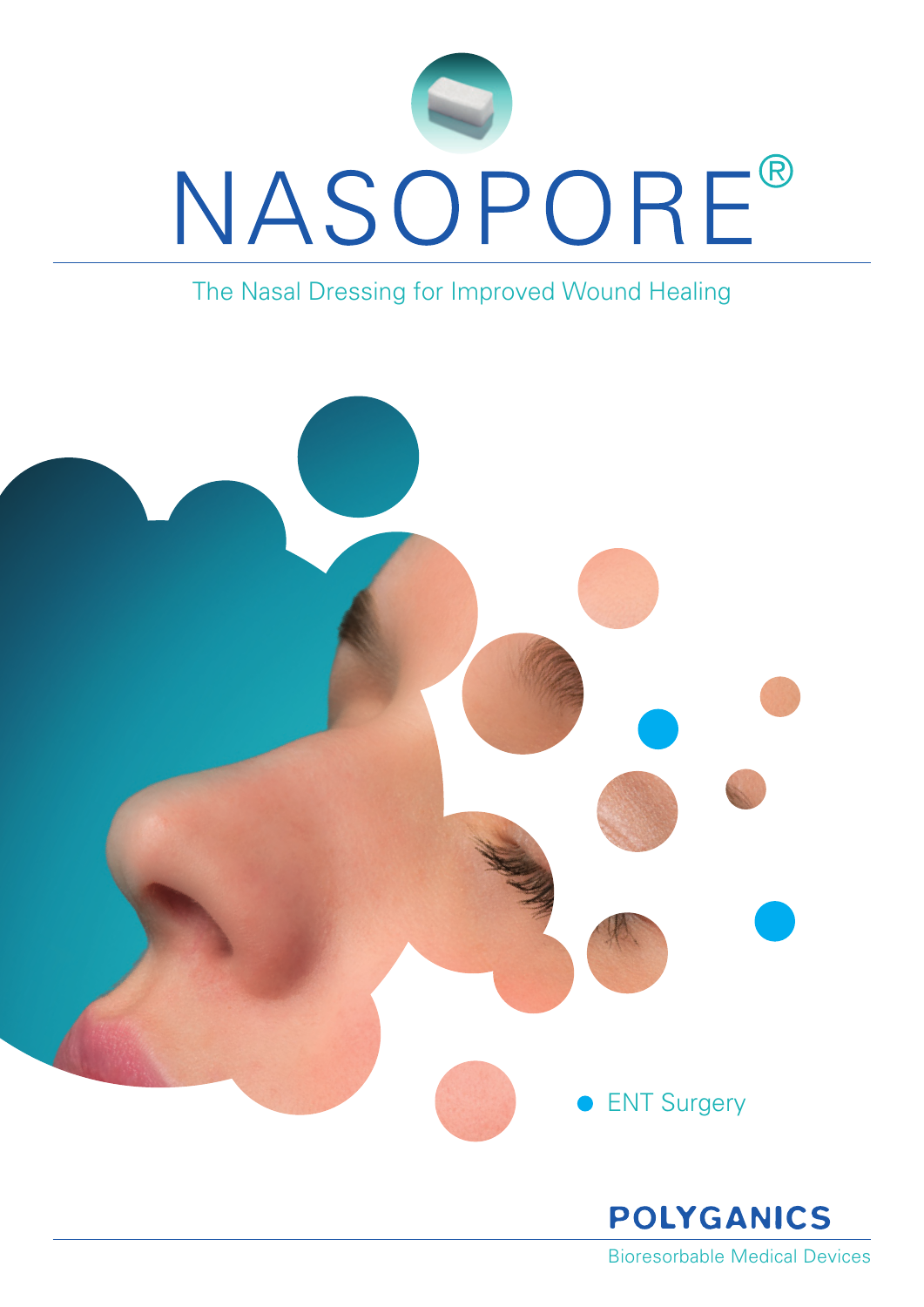# NASOPORE®

The Nasal Dressing for Improved Wound Healing

- ENT Surgery

**POLYGANICS**

Bioresorbable Medical Devices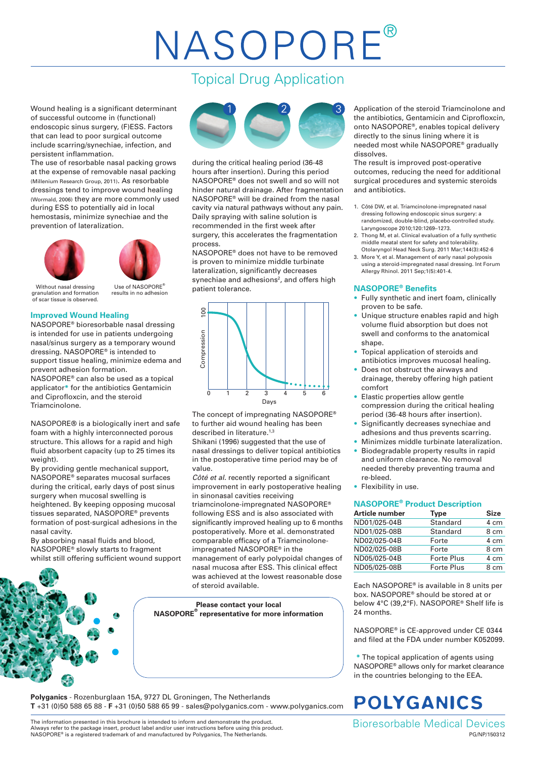# NASOPORE®

## Topical Drug Application

Wound healing is a significant determinant of successful outcome in (functional) endoscopic sinus surgery, (F)ESS. Factors that can lead to poor surgical outcome include scarring/synechiae, infection, and persistent inflammation.
The use of resorbable nasal packing grows at the expense of removable nasal packing (Millenium Research Group, 2011). As resorbable dressings tend to improve wound healing (Wormald, 2006) they are more commonly used during ESS to potentially aid in local hemostasis, minimize synechiae and the prevention of lateralization.

Without nasal dressing granulation and formation of scar tissue is observed.

Use of NASOPORE® results in no adhesion

### Improved Wound Healing

NASOPORE® bioresorbable nasal dressing is intended for use in patients undergoing nasal/sinus surgery as a temporary wound dressing. NASOPORE® is intended to support tissue healing, minimize edema and prevent adhesion formation.
NASOPORE® can also be used as a topical applicator* for the antibiotics Gentamicin and Ciprofloxacin, and the steroid Triamcinolone.

NASOPORE® is a biologically inert and safe foam with a highly interconnected porous structure. This allows for a rapid and high fluid absorbent capacity (up to 25 times its weight).
By providing gentle mechanical support, NASOPORE® separates mucosal surfaces during the critical, early days of post sinus surgery when mucosal swelling is heightened. By keeping opposing mucosal tissues separated, NASOPORE® prevents formation of post-surgical adhesions in the nasal cavity.
By absorbing nasal fluids and blood, NASOPORE® slowly starts to fragment whilst still offering sufficient wound support during the critical healing period (36-48 hours after insertion). During this period NASOPORE® does not swell and so will not hinder natural drainage. After fragmentation NASOPORE® will be drained from the nasal cavity via natural pathways without any pain. Daily spraying with saline solution is recommended in the first week after surgery, this accelerates the fragmentation process.
NASOPORE® does not have to be removed is proven to minimize middle turbinate lateralization, significantly decreases synechiae and adhesions[2], and offers high patient tolerance.

100
Compression
0 1 2 3 4 5 6
Days

The concept of impregnating NASOPORE® to further aid wound healing has been described in literature.[1,3]
Shikani (1996) suggested that the use of nasal dressings to deliver topical antibiotics in the postoperative time period may be of value.
*Côté et al.* recently reported a significant improvement in early postoperative healing in sinonasal cavities receiving triamcinolone-impregnated NASOPORE® following ESS and is also associated with significantly improved healing up to 6 months postoperatively. More et al. demonstrated comparable efficacy of a Triamcinolone-impregnated NASOPORE® in the management of early polypoidal changes of nasal mucosa after ESS. This clinical effect was achieved at the lowest reasonable dose of steroid available.

**Please contact your local NASOPORE® representative for more information**

Application of the steroid Triamcinolone and the antibiotics, Gentamicin and Ciprofloxcin, onto NASOPORE®, enables topical delivery directly to the sinus lining where it is needed most while NASOPORE® gradually dissolves.
The result is improved post-operative outcomes, reducing the need for additional surgical procedures and systemic steroids and antibiotics.

1. Côté DW, et al. Triamcinolone-impregnated nasal dressing following endoscopic sinus surgery: a randomized, double-blind, placebo-controlled study. Laryngoscope 2010;120:1269–1273.
2. Thong M, et al. Clinical evaluation of a fully synthetic middle meatal stent for safety and tolerability. Otolaryngol Head Neck Surg. 2011 Mar;144(3):452-6
3. More Y, et al. Management of early nasal polyposis using a steroid-impregnated nasal dressing. Int Forum Allergy Rhinol. 2011 Sep;1(5):401-4.

### NASOPORE® Benefits

- Fully synthetic and inert foam, clinically proven to be safe.
- Unique structure enables rapid and high volume fluid absorption but does not swell and conforms to the anatomical shape.
- Topical application of steroids and antibiotics improves mucosal healing.
- Does not obstruct the airways and drainage, thereby offering high patient comfort
- Elastic properties allow gentle compression during the critical healing period (36-48 hours after insertion).
- Significantly decreases synechiae and adhesions and thus prevents scarring.
- Minimizes middle turbinate lateralization.
- Biodegradable property results in rapid and uniform clearance. No removal needed thereby preventing trauma and re-bleed.
- Flexibility in use.

### NASOPORE® Product Description

| Article number | Type | Size |
|---|---|---|
| ND01/025-04B | Standard | 4 cm |
| ND01/025-08B | Standard | 8 cm |
| ND02/025-04B | Forte | 4 cm |
| ND02/025-08B | Forte | 8 cm |
| ND05/025-04B | Forte Plus | 4 cm |
| ND05/025-08B | Forte Plus | 8 cm |

Each NASOPORE® is available in 8 units per box. NASOPORE® should be stored at or below 4°C (39,2°F). NASOPORE® Shelf life is 24 months.

NASOPORE® is CE-approved under CE 0344 and filed at the FDA under number K052099.

\* The topical application of agents using NASOPORE® allows only for market clearance in the countries belonging to the EEA.

**Polyganics** - Rozenburglaan 15A, 9727 DL Groningen, The Netherlands
**T** +31 (0)50 588 65 88 - **F** +31 (0)50 588 65 99 - sales@polyganics.com - www.polyganics.com

**POLYGANICS**
Bioresorbable Medical Devices

The information presented in this brochure is intended to inform and demonstrate the product.
Always refer to the package insert, product label and/or user instructions before using this product.
NASOPORE® is a registered trademark of and manufactured by Polyganics, The Netherlands.

PG/NP/150312